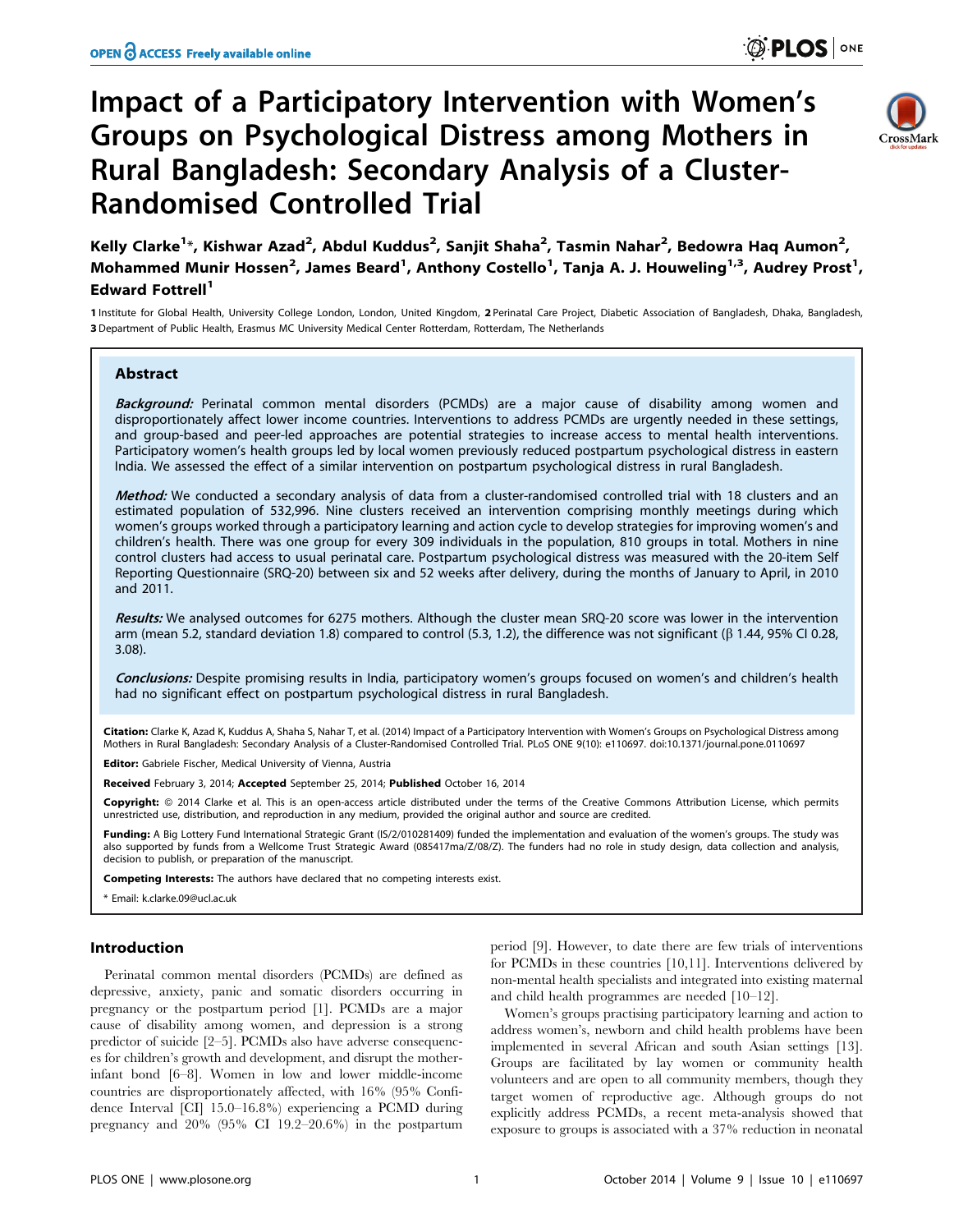# Impact of a Participatory Intervention with Women's Groups on Psychological Distress among Mothers in Rural Bangladesh: Secondary Analysis of a Cluster-Randomised Controlled Trial

Kelly Clarke[1]*, Kishwar Azad[2], Abdul Kuddus[2], Sanjit Shaha[2], Tasmin Nahar[2], Bedowra Haq Aumon[2], Mohammed Munir Hossen[2], James Beard[1], Anthony Costello[1], Tanja A. J. Houweling[1,3], Audrey Prost[1], Edward Fottrell[1]

1 Institute for Global Health, University College London, London, United Kingdom, 2 Perinatal Care Project, Diabetic Association of Bangladesh, Dhaka, Bangladesh, 3 Department of Public Health, Erasmus MC University Medical Center Rotterdam, Rotterdam, The Netherlands

## Abstract

***Background:*** Perinatal common mental disorders (PCMDs) are a major cause of disability among women and disproportionately affect lower income countries. Interventions to address PCMDs are urgently needed in these settings, and group-based and peer-led approaches are potential strategies to increase access to mental health interventions. Participatory women's health groups led by local women previously reduced postpartum psychological distress in eastern India. We assessed the effect of a similar intervention on postpartum psychological distress in rural Bangladesh.

***Method:*** We conducted a secondary analysis of data from a cluster-randomised controlled trial with 18 clusters and an estimated population of 532,996. Nine clusters received an intervention comprising monthly meetings during which women's groups worked through a participatory learning and action cycle to develop strategies for improving women's and children's health. There was one group for every 309 individuals in the population, 810 groups in total. Mothers in nine control clusters had access to usual perinatal care. Postpartum psychological distress was measured with the 20-item Self Reporting Questionnaire (SRQ-20) between six and 52 weeks after delivery, during the months of January to April, in 2010 and 2011.

***Results:*** We analysed outcomes for 6275 mothers. Although the cluster mean SRQ-20 score was lower in the intervention arm (mean 5.2, standard deviation 1.8) compared to control (5.3, 1.2), the difference was not significant (β 1.44, 95% CI 0.28, 3.08).

***Conclusions:*** Despite promising results in India, participatory women's groups focused on women's and children's health had no significant effect on postpartum psychological distress in rural Bangladesh.

**Citation:** Clarke K, Azad K, Kuddus A, Shaha S, Nahar T, et al. (2014) Impact of a Participatory Intervention with Women's Groups on Psychological Distress among Mothers in Rural Bangladesh: Secondary Analysis of a Cluster-Randomised Controlled Trial. PLoS ONE 9(10): e110697. doi:10.1371/journal.pone.0110697

**Editor:** Gabriele Fischer, Medical University of Vienna, Austria

**Received** February 3, 2014; **Accepted** September 25, 2014; **Published** October 16, 2014

**Copyright:** © 2014 Clarke et al. This is an open-access article distributed under the terms of the Creative Commons Attribution License, which permits unrestricted use, distribution, and reproduction in any medium, provided the original author and source are credited.

**Funding:** A Big Lottery Fund International Strategic Grant (IS/2/010281409) funded the implementation and evaluation of the women's groups. The study was also supported by funds from a Wellcome Trust Strategic Award (085417ma/Z/08/Z). The funders had no role in study design, data collection and analysis, decision to publish, or preparation of the manuscript.

**Competing Interests:** The authors have declared that no competing interests exist.

* Email: k.clarke.09@ucl.ac.uk

## Introduction

Perinatal common mental disorders (PCMDs) are defined as depressive, anxiety, panic and somatic disorders occurring in pregnancy or the postpartum period [1]. PCMDs are a major cause of disability among women, and depression is a strong predictor of suicide [2–5]. PCMDs also have adverse consequences for children's growth and development, and disrupt the mother-infant bond [6–8]. Women in low and lower middle-income countries are disproportionately affected, with 16% (95% Confidence Interval [CI] 15.0–16.8%) experiencing a PCMD during pregnancy and 20% (95% CI 19.2–20.6%) in the postpartum period [9]. However, to date there are few trials of interventions for PCMDs in these countries [10,11]. Interventions delivered by non-mental health specialists and integrated into existing maternal and child health programmes are needed [10–12].

Women's groups practising participatory learning and action to address women's, newborn and child health problems have been implemented in several African and south Asian settings [13]. Groups are facilitated by lay women or community health volunteers and are open to all community members, though they target women of reproductive age. Although groups do not explicitly address PCMDs, a recent meta-analysis showed that exposure to groups is associated with a 37% reduction in neonatal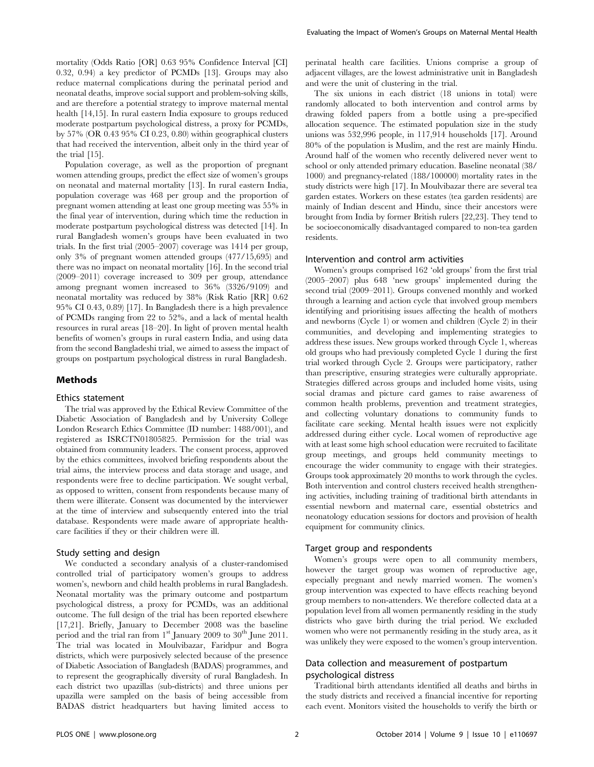mortality (Odds Ratio [OR] 0.63 95% Confidence Interval [CI] 0.32, 0.94) a key predictor of PCMDs [13]. Groups may also reduce maternal complications during the perinatal period and neonatal deaths, improve social support and problem-solving skills, and are therefore a potential strategy to improve maternal mental health [14,15]. In rural eastern India exposure to groups reduced moderate postpartum psychological distress, a proxy for PCMDs, by 57% (OR 0.43 95% CI 0.23, 0.80) within geographical clusters that had received the intervention, albeit only in the third year of the trial [15].

Population coverage, as well as the proportion of pregnant women attending groups, predict the effect size of women's groups on neonatal and maternal mortality [13]. In rural eastern India, population coverage was 468 per group and the proportion of pregnant women attending at least one group meeting was 55% in the final year of intervention, during which time the reduction in moderate postpartum psychological distress was detected [14]. In rural Bangladesh women's groups have been evaluated in two trials. In the first trial (2005–2007) coverage was 1414 per group, only 3% of pregnant women attended groups (477/15,695) and there was no impact on neonatal mortality [16]. In the second trial (2009–2011) coverage increased to 309 per group, attendance among pregnant women increased to 36% (3326/9109) and neonatal mortality was reduced by 38% (Risk Ratio [RR] 0.62 95% CI 0.43, 0.89) [17]. In Bangladesh there is a high prevalence of PCMDs ranging from 22 to 52%, and a lack of mental health resources in rural areas [18–20]. In light of proven mental health benefits of women's groups in rural eastern India, and using data from the second Bangladeshi trial, we aimed to assess the impact of groups on postpartum psychological distress in rural Bangladesh.

## Methods

### Ethics statement

The trial was approved by the Ethical Review Committee of the Diabetic Association of Bangladesh and by University College London Research Ethics Committee (ID number: 1488/001), and registered as ISRCTN01805825. Permission for the trial was obtained from community leaders. The consent process, approved by the ethics committees, involved briefing respondents about the trial aims, the interview process and data storage and usage, and respondents were free to decline participation. We sought verbal, as opposed to written, consent from respondents because many of them were illiterate. Consent was documented by the interviewer at the time of interview and subsequently entered into the trial database. Respondents were made aware of appropriate healthcare facilities if they or their children were ill.

### Study setting and design

We conducted a secondary analysis of a cluster-randomised controlled trial of participatory women's groups to address women's, newborn and child health problems in rural Bangladesh. Neonatal mortality was the primary outcome and postpartum psychological distress, a proxy for PCMDs, was an additional outcome. The full design of the trial has been reported elsewhere [17,21]. Briefly, January to December 2008 was the baseline period and the trial ran from 1st January 2009 to 30th June 2011. The trial was located in Moulvibazar, Faridpur and Bogra districts, which were purposively selected because of the presence of Diabetic Association of Bangladesh (BADAS) programmes, and to represent the geographically diversity of rural Bangladesh. In each district two upazillas (sub-districts) and three unions per upazilla were sampled on the basis of being accessible from BADAS district headquarters but having limited access to perinatal health care facilities. Unions comprise a group of adjacent villages, are the lowest administrative unit in Bangladesh and were the unit of clustering in the trial.

The six unions in each district (18 unions in total) were randomly allocated to both intervention and control arms by drawing folded papers from a bottle using a pre-specified allocation sequence. The estimated population size in the study unions was 532,996 people, in 117,914 households [17]. Around 80% of the population is Muslim, and the rest are mainly Hindu. Around half of the women who recently delivered never went to school or only attended primary education. Baseline neonatal (38/1000) and pregnancy-related (188/100000) mortality rates in the study districts were high [17]. In Moulvibazar there are several tea garden estates. Workers on these estates (tea garden residents) are mainly of Indian descent and Hindu, since their ancestors were brought from India by former British rulers [22,23]. They tend to be socioeconomically disadvantaged compared to non-tea garden residents.

### Intervention and control arm activities

Women's groups comprised 162 'old groups' from the first trial (2005–2007) plus 648 'new groups' implemented during the second trial (2009–2011). Groups convened monthly and worked through a learning and action cycle that involved group members identifying and prioritising issues affecting the health of mothers and newborns (Cycle 1) or women and children (Cycle 2) in their communities, and developing and implementing strategies to address these issues. New groups worked through Cycle 1, whereas old groups who had previously completed Cycle 1 during the first trial worked through Cycle 2. Groups were participatory, rather than prescriptive, ensuring strategies were culturally appropriate. Strategies differed across groups and included home visits, using social dramas and picture card games to raise awareness of common health problems, prevention and treatment strategies, and collecting voluntary donations to community funds to facilitate care seeking. Mental health issues were not explicitly addressed during either cycle. Local women of reproductive age with at least some high school education were recruited to facilitate group meetings, and groups held community meetings to encourage the wider community to engage with their strategies. Groups took approximately 20 months to work through the cycles. Both intervention and control clusters received health strengthening activities, including training of traditional birth attendants in essential newborn and maternal care, essential obstetrics and neonatology education sessions for doctors and provision of health equipment for community clinics.

### Target group and respondents

Women's groups were open to all community members, however the target group was women of reproductive age, especially pregnant and newly married women. The women's group intervention was expected to have effects reaching beyond group members to non-attenders. We therefore collected data at a population level from all women permanently residing in the study districts who gave birth during the trial period. We excluded women who were not permanently residing in the study area, as it was unlikely they were exposed to the women's group intervention.

### Data collection and measurement of postpartum psychological distress

Traditional birth attendants identified all deaths and births in the study districts and received a financial incentive for reporting each event. Monitors visited the households to verify the birth or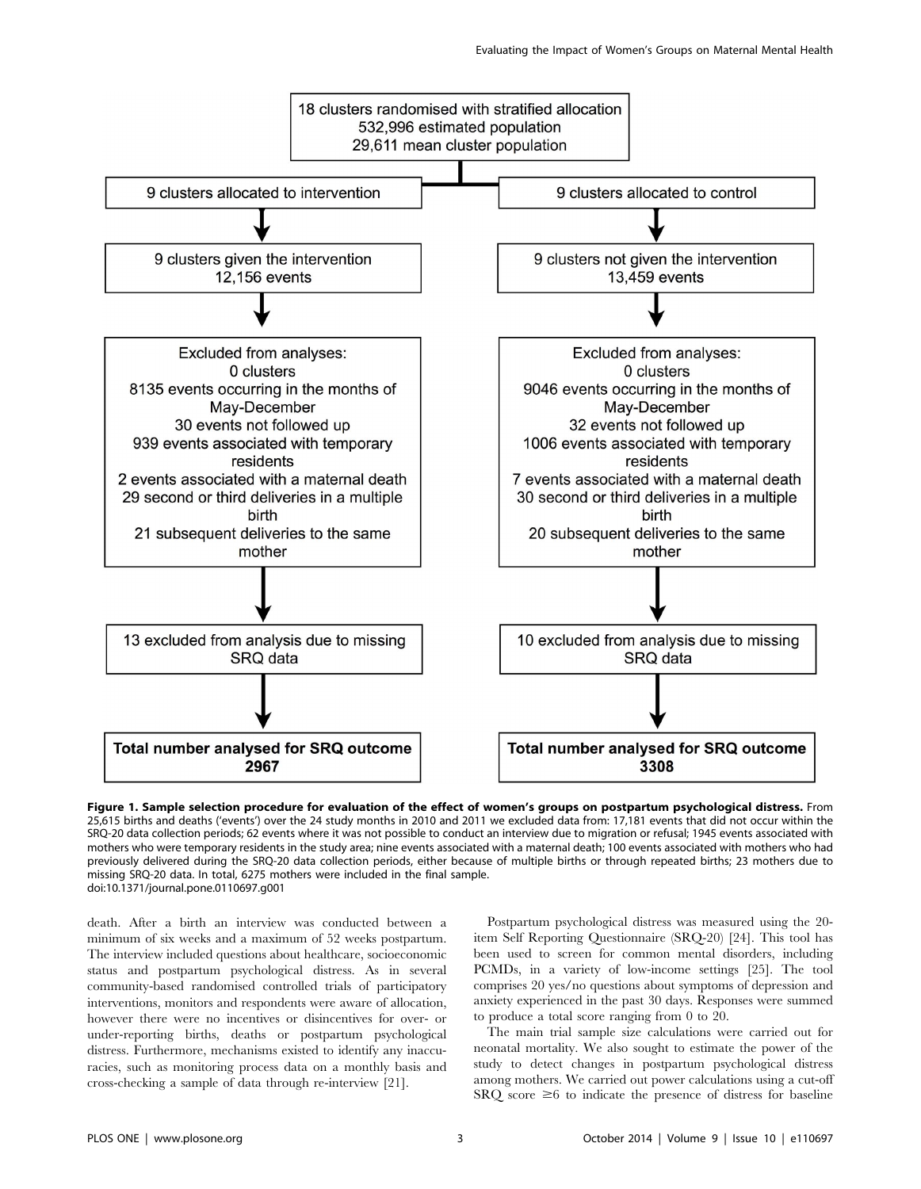18 clusters randomised with stratified allocation
532,996 estimated population
29,611 mean cluster population

| Intervention | Control |
|---|---|
| 9 clusters allocated to intervention | 9 clusters allocated to control |
| 9 clusters given the intervention<br>12,156 events | 9 clusters not given the intervention<br>13,459 events |
| Excluded from analyses:<br>0 clusters<br>8135 events occurring in the months of May-December<br>30 events not followed up<br>939 events associated with temporary residents<br>2 events associated with a maternal death<br>29 second or third deliveries in a multiple birth<br>21 subsequent deliveries to the same mother | Excluded from analyses:<br>0 clusters<br>9046 events occurring in the months of May-December<br>32 events not followed up<br>1006 events associated with temporary residents<br>7 events associated with a maternal death<br>30 second or third deliveries in a multiple birth<br>20 subsequent deliveries to the same mother |
| 13 excluded from analysis due to missing SRQ data | 10 excluded from analysis due to missing SRQ data |
| **Total number analysed for SRQ outcome 2967** | **Total number analysed for SRQ outcome 3308** |

**Figure 1. Sample selection procedure for evaluation of the effect of women's groups on postpartum psychological distress.** From 25,615 births and deaths ('events') over the 24 study months in 2010 and 2011 we excluded data from: 17,181 events that did not occur within the SRQ-20 data collection periods; 62 events where it was not possible to conduct an interview due to migration or refusal; 1945 events associated with mothers who were temporary residents in the study area; nine events associated with a maternal death; 100 events associated with mothers who had previously delivered during the SRQ-20 data collection periods, either because of multiple births or through repeated births; 23 mothers due to missing SRQ-20 data. In total, 6275 mothers were included in the final sample.
doi:10.1371/journal.pone.0110697.g001

death. After a birth an interview was conducted between a minimum of six weeks and a maximum of 52 weeks postpartum. The interview included questions about healthcare, socioeconomic status and postpartum psychological distress. As in several community-based randomised controlled trials of participatory interventions, monitors and respondents were aware of allocation, however there were no incentives or disincentives for over- or under-reporting births, deaths or postpartum psychological distress. Furthermore, mechanisms existed to identify any inaccuracies, such as monitoring process data on a monthly basis and cross-checking a sample of data through re-interview [21].

Postpartum psychological distress was measured using the 20-item Self Reporting Questionnaire (SRQ-20) [24]. This tool has been used to screen for common mental disorders, including PCMDs, in a variety of low-income settings [25]. The tool comprises 20 yes/no questions about symptoms of depression and anxiety experienced in the past 30 days. Responses were summed to produce a total score ranging from 0 to 20.

The main trial sample size calculations were carried out for neonatal mortality. We also sought to estimate the power of the study to detect changes in postpartum psychological distress among mothers. We carried out power calculations using a cut-off SRQ score $\geq 6$ to indicate the presence of distress for baseline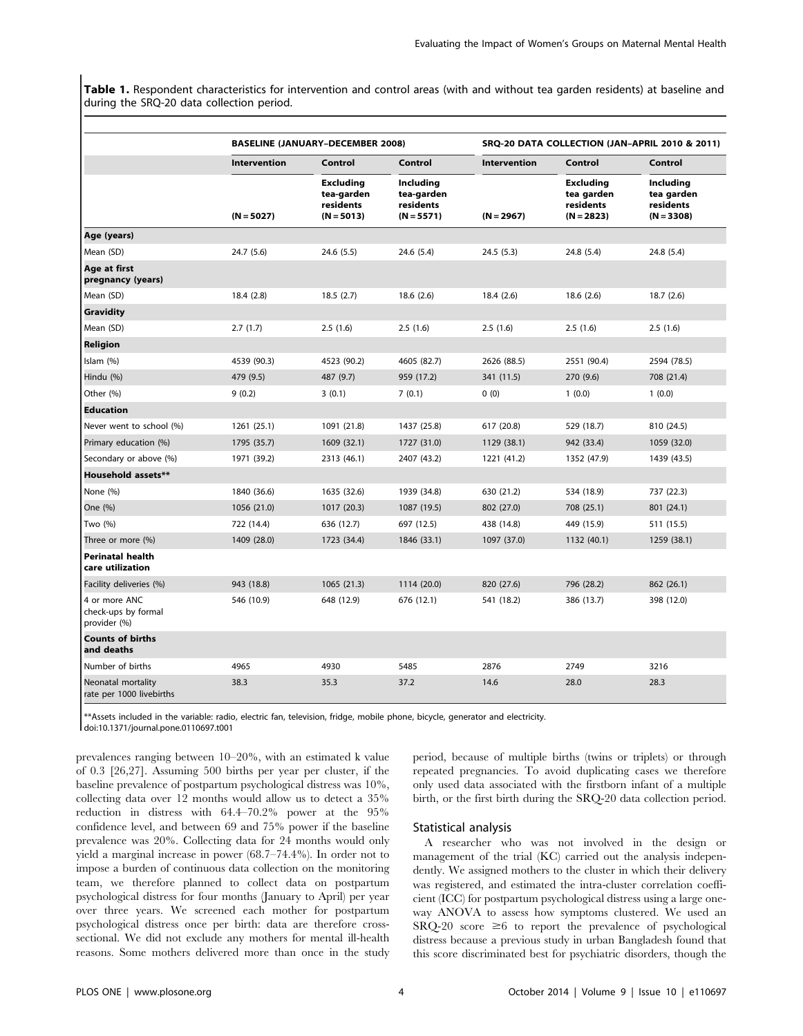**Table 1.** Respondent characteristics for intervention and control areas (with and without tea garden residents) at baseline and during the SRQ-20 data collection period.

| | BASELINE (JANUARY–DECEMBER 2008) | | | SRQ-20 DATA COLLECTION (JAN–APRIL 2010 & 2011) | | |
|---|---|---|---|---|---|---|
| | Intervention | Control | Control | Intervention | Control | Control |
| | (N = 5027) | Excluding tea-garden residents (N = 5013) | Including tea-garden residents (N = 5571) | (N = 2967) | Excluding tea garden residents (N = 2823) | Including tea garden residents (N = 3308) |
| **Age (years)** | | | | | | |
| Mean (SD) | 24.7 (5.6) | 24.6 (5.5) | 24.6 (5.4) | 24.5 (5.3) | 24.8 (5.4) | 24.8 (5.4) |
| **Age at first pregnancy (years)** | | | | | | |
| Mean (SD) | 18.4 (2.8) | 18.5 (2.7) | 18.6 (2.6) | 18.4 (2.6) | 18.6 (2.6) | 18.7 (2.6) |
| **Gravidity** | | | | | | |
| Mean (SD) | 2.7 (1.7) | 2.5 (1.6) | 2.5 (1.6) | 2.5 (1.6) | 2.5 (1.6) | 2.5 (1.6) |
| **Religion** | | | | | | |
| Islam (%) | 4539 (90.3) | 4523 (90.2) | 4605 (82.7) | 2626 (88.5) | 2551 (90.4) | 2594 (78.5) |
| Hindu (%) | 479 (9.5) | 487 (9.7) | 959 (17.2) | 341 (11.5) | 270 (9.6) | 708 (21.4) |
| Other (%) | 9 (0.2) | 3 (0.1) | 7 (0.1) | 0 (0) | 1 (0.0) | 1 (0.0) |
| **Education** | | | | | | |
| Never went to school (%) | 1261 (25.1) | 1091 (21.8) | 1437 (25.8) | 617 (20.8) | 529 (18.7) | 810 (24.5) |
| Primary education (%) | 1795 (35.7) | 1609 (32.1) | 1727 (31.0) | 1129 (38.1) | 942 (33.4) | 1059 (32.0) |
| Secondary or above (%) | 1971 (39.2) | 2313 (46.1) | 2407 (43.2) | 1221 (41.2) | 1352 (47.9) | 1439 (43.5) |
| **Household assets**** | | | | | | |
| None (%) | 1840 (36.6) | 1635 (32.6) | 1939 (34.8) | 630 (21.2) | 534 (18.9) | 737 (22.3) |
| One (%) | 1056 (21.0) | 1017 (20.3) | 1087 (19.5) | 802 (27.0) | 708 (25.1) | 801 (24.1) |
| Two (%) | 722 (14.4) | 636 (12.7) | 697 (12.5) | 438 (14.8) | 449 (15.9) | 511 (15.5) |
| Three or more (%) | 1409 (28.0) | 1723 (34.4) | 1846 (33.1) | 1097 (37.0) | 1132 (40.1) | 1259 (38.1) |
| **Perinatal health care utilization** | | | | | | |
| Facility deliveries (%) | 943 (18.8) | 1065 (21.3) | 1114 (20.0) | 820 (27.6) | 796 (28.2) | 862 (26.1) |
| 4 or more ANC check-ups by formal provider (%) | 546 (10.9) | 648 (12.9) | 676 (12.1) | 541 (18.2) | 386 (13.7) | 398 (12.0) |
| **Counts of births and deaths** | | | | | | |
| Number of births | 4965 | 4930 | 5485 | 2876 | 2749 | 3216 |
| Neonatal mortality rate per 1000 livebirths | 38.3 | 35.3 | 37.2 | 14.6 | 28.0 | 28.3 |

**Assets included in the variable: radio, electric fan, television, fridge, mobile phone, bicycle, generator and electricity.
doi:10.1371/journal.pone.0110697.t001

prevalences ranging between 10–20%, with an estimated k value of 0.3 [26,27]. Assuming 500 births per year per cluster, if the baseline prevalence of postpartum psychological distress was 10%, collecting data over 12 months would allow us to detect a 35% reduction in distress with 64.4–70.2% power at the 95% confidence level, and between 69 and 75% power if the baseline prevalence was 20%. Collecting data for 24 months would only yield a marginal increase in power (68.7–74.4%). In order not to impose a burden of continuous data collection on the monitoring team, we therefore planned to collect data on postpartum psychological distress for four months (January to April) per year over three years. We screened each mother for postpartum psychological distress once per birth: data are therefore cross-sectional. We did not exclude any mothers for mental ill-health reasons. Some mothers delivered more than once in the study period, because of multiple births (twins or triplets) or through repeated pregnancies. To avoid duplicating cases we therefore only used data associated with the firstborn infant of a multiple birth, or the first birth during the SRQ-20 data collection period.

## Statistical analysis

A researcher who was not involved in the design or management of the trial (KC) carried out the analysis independently. We assigned mothers to the cluster in which their delivery was registered, and estimated the intra-cluster correlation coefficient (ICC) for postpartum psychological distress using a large one-way ANOVA to assess how symptoms clustered. We used an SRQ-20 score ≥6 to report the prevalence of psychological distress because a previous study in urban Bangladesh found that this score discriminated best for psychiatric disorders, though the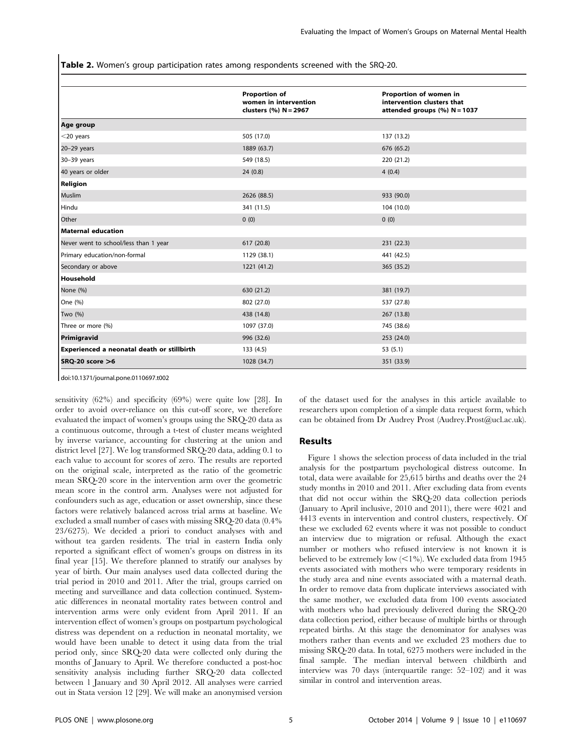**Table 2.** Women's group participation rates among respondents screened with the SRQ-20.

| | Proportion of women in intervention clusters (%) N = 2967 | Proportion of women in intervention clusters that attended groups (%) N = 1037 |
|---|---|---|
| **Age group** | | |
| <20 years | 505 (17.0) | 137 (13.2) |
| 20–29 years | 1889 (63.7) | 676 (65.2) |
| 30–39 years | 549 (18.5) | 220 (21.2) |
| 40 years or older | 24 (0.8) | 4 (0.4) |
| **Religion** | | |
| Muslim | 2626 (88.5) | 933 (90.0) |
| Hindu | 341 (11.5) | 104 (10.0) |
| Other | 0 (0) | 0 (0) |
| **Maternal education** | | |
| Never went to school/less than 1 year | 617 (20.8) | 231 (22.3) |
| Primary education/non-formal | 1129 (38.1) | 441 (42.5) |
| Secondary or above | 1221 (41.2) | 365 (35.2) |
| **Household** | | |
| None (%) | 630 (21.2) | 381 (19.7) |
| One (%) | 802 (27.0) | 537 (27.8) |
| Two (%) | 438 (14.8) | 267 (13.8) |
| Three or more (%) | 1097 (37.0) | 745 (38.6) |
| **Primigravid** | 996 (32.6) | 253 (24.0) |
| **Experienced a neonatal death or stillbirth** | 133 (4.5) | 53 (5.1) |
| **SRQ-20 score >6** | 1028 (34.7) | 351 (33.9) |

doi:10.1371/journal.pone.0110697.t002

sensitivity (62%) and specificity (69%) were quite low [28]. In order to avoid over-reliance on this cut-off score, we therefore evaluated the impact of women's groups using the SRQ-20 data as a continuous outcome, through a t-test of cluster means weighted by inverse variance, accounting for clustering at the union and district level [27]. We log transformed SRQ-20 data, adding 0.1 to each value to account for scores of zero. The results are reported on the original scale, interpreted as the ratio of the geometric mean SRQ-20 score in the intervention arm over the geometric mean score in the control arm. Analyses were not adjusted for confounders such as age, education or asset ownership, since these factors were relatively balanced across trial arms at baseline. We excluded a small number of cases with missing SRQ-20 data (0.4% 23/6275). We decided a priori to conduct analyses with and without tea garden residents. The trial in eastern India only reported a significant effect of women's groups on distress in its final year [15]. We therefore planned to stratify our analyses by year of birth. Our main analyses used data collected during the trial period in 2010 and 2011. After the trial, groups carried on meeting and surveillance and data collection continued. Systematic differences in neonatal mortality rates between control and intervention arms were only evident from April 2011. If an intervention effect of women's groups on postpartum psychological distress was dependent on a reduction in neonatal mortality, we would have been unable to detect it using data from the trial period only, since SRQ-20 data were collected only during the months of January to April. We therefore conducted a post-hoc sensitivity analysis including further SRQ-20 data collected between 1 January and 30 April 2012. All analyses were carried out in Stata version 12 [29]. We will make an anonymised version of the dataset used for the analyses in this article available to researchers upon completion of a simple data request form, which can be obtained from Dr Audrey Prost (Audrey.Prost@ucl.ac.uk).

## Results

Figure 1 shows the selection process of data included in the trial analysis for the postpartum psychological distress outcome. In total, data were available for 25,615 births and deaths over the 24 study months in 2010 and 2011. After excluding data from events that did not occur within the SRQ-20 data collection periods (January to April inclusive, 2010 and 2011), there were 4021 and 4413 events in intervention and control clusters, respectively. Of these we excluded 62 events where it was not possible to conduct an interview due to migration or refusal. Although the exact number or mothers who refused interview is not known it is believed to be extremely low (<1%). We excluded data from 1945 events associated with mothers who were temporary residents in the study area and nine events associated with a maternal death. In order to remove data from duplicate interviews associated with the same mother, we excluded data from 100 events associated with mothers who had previously delivered during the SRQ-20 data collection period, either because of multiple births or through repeated births. At this stage the denominator for analyses was mothers rather than events and we excluded 23 mothers due to missing SRQ-20 data. In total, 6275 mothers were included in the final sample. The median interval between childbirth and interview was 70 days (interquartile range: 52–102) and it was similar in control and intervention areas.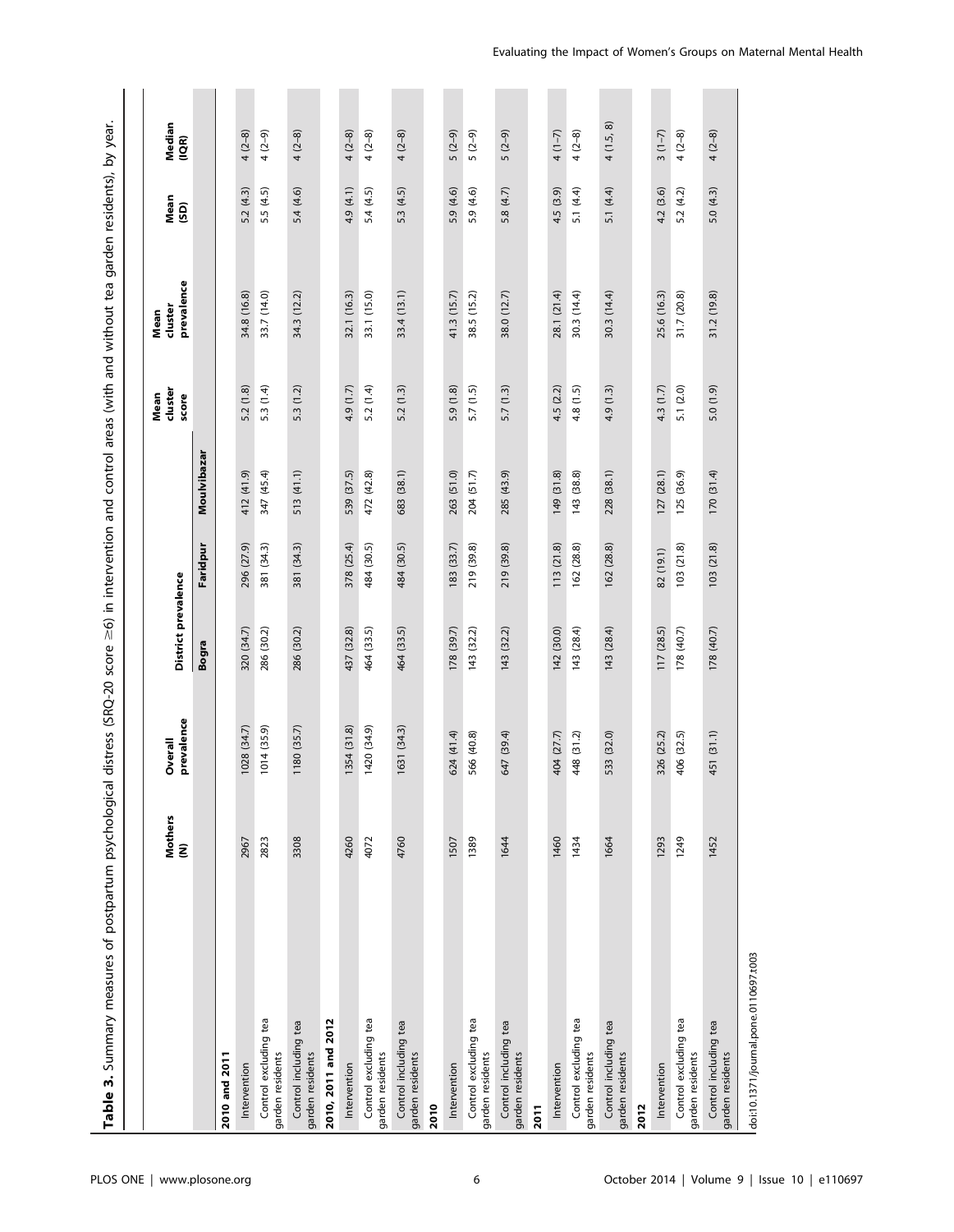**Table 3.** Summary measures of postpartum psychological distress (SRQ-20 score ≥6) in intervention and control areas (with and without tea garden residents), by year.

| | Mothers (N) | Overall prevalence | District prevalence | | | Mean cluster score | Mean cluster prevalence | Mean (SD) | Median (IQR) |
|---|---|---|---|---|---|---|---|---|---|
| | | | Bogra | Faridpur | Moulvibazar | | | | |
| **2010 and 2011** | | | | | | | | | |
| Intervention | 2967 | 1028 (34.7) | 320 (34.7) | 296 (27.9) | 412 (41.9) | 5.2 (1.8) | 34.8 (16.8) | 5.2 (4.3) | 4 (2–8) |
| Control excluding tea garden residents | 2823 | 1014 (35.9) | 286 (30.2) | 381 (34.3) | 347 (45.4) | 5.3 (1.4) | 33.7 (14.0) | 5.5 (4.5) | 4 (2–9) |
| Control including tea garden residents | 3308 | 1180 (35.7) | 286 (30.2) | 381 (34.3) | 513 (41.1) | 5.3 (1.2) | 34.3 (12.2) | 5.4 (4.6) | 4 (2–8) |
| **2010, 2011 and 2012** | | | | | | | | | |
| Intervention | 4260 | 1354 (31.8) | 437 (32.8) | 378 (25.4) | 539 (37.5) | 4.9 (1.7) | 32.1 (16.3) | 4.9 (4.1) | 4 (2–8) |
| Control excluding tea garden residents | 4072 | 1420 (34.9) | 464 (33.5) | 484 (30.5) | 472 (42.8) | 5.2 (1.4) | 33.1 (15.0) | 5.4 (4.5) | 4 (2–8) |
| Control including tea garden residents | 4760 | 1631 (34.3) | 464 (33.5) | 484 (30.5) | 683 (38.1) | 5.2 (1.3) | 33.4 (13.1) | 5.3 (4.5) | 4 (2–8) |
| **2010** | | | | | | | | | |
| Intervention | 1507 | 624 (41.4) | 178 (39.7) | 183 (33.7) | 263 (51.0) | 5.9 (1.8) | 41.3 (15.7) | 5.9 (4.6) | 5 (2–9) |
| Control excluding tea garden residents | 1389 | 566 (40.8) | 143 (32.2) | 219 (39.8) | 204 (51.7) | 5.7 (1.5) | 38.5 (15.2) | 5.9 (4.6) | 5 (2–9) |
| Control including tea garden residents | 1644 | 647 (39.4) | 143 (32.2) | 219 (39.8) | 285 (43.9) | 5.7 (1.3) | 38.0 (12.7) | 5.8 (4.7) | 5 (2–9) |
| **2011** | | | | | | | | | |
| Intervention | 1460 | 404 (27.7) | 142 (30.0) | 113 (21.8) | 149 (31.8) | 4.5 (2.2) | 28.1 (21.4) | 4.5 (3.9) | 4 (1–7) |
| Control excluding tea garden residents | 1434 | 448 (31.2) | 143 (28.4) | 162 (28.8) | 143 (38.8) | 4.8 (1.5) | 30.3 (14.4) | 5.1 (4.4) | 4 (2–8) |
| Control including tea garden residents | 1664 | 533 (32.0) | 143 (28.4) | 162 (28.8) | 228 (38.1) | 4.9 (1.3) | 30.3 (14.4) | 5.1 (4.4) | 4 (1.5, 8) |
| **2012** | | | | | | | | | |
| Intervention | 1293 | 326 (25.2) | 117 (28.5) | 82 (19.1) | 127 (28.1) | 4.3 (1.7) | 25.6 (16.3) | 4.2 (3.6) | 3 (1–7) |
| Control excluding tea garden residents | 1249 | 406 (32.5) | 178 (40.7) | 103 (21.8) | 125 (36.9) | 5.1 (2.0) | 31.7 (20.8) | 5.2 (4.2) | 4 (2–8) |
| Control including tea garden residents | 1452 | 451 (31.1) | 178 (40.7) | 103 (21.8) | 170 (31.4) | 5.0 (1.9) | 31.2 (19.8) | 5.0 (4.3) | 4 (2–8) |

doi:10.1371/journal.pone.0110697.t003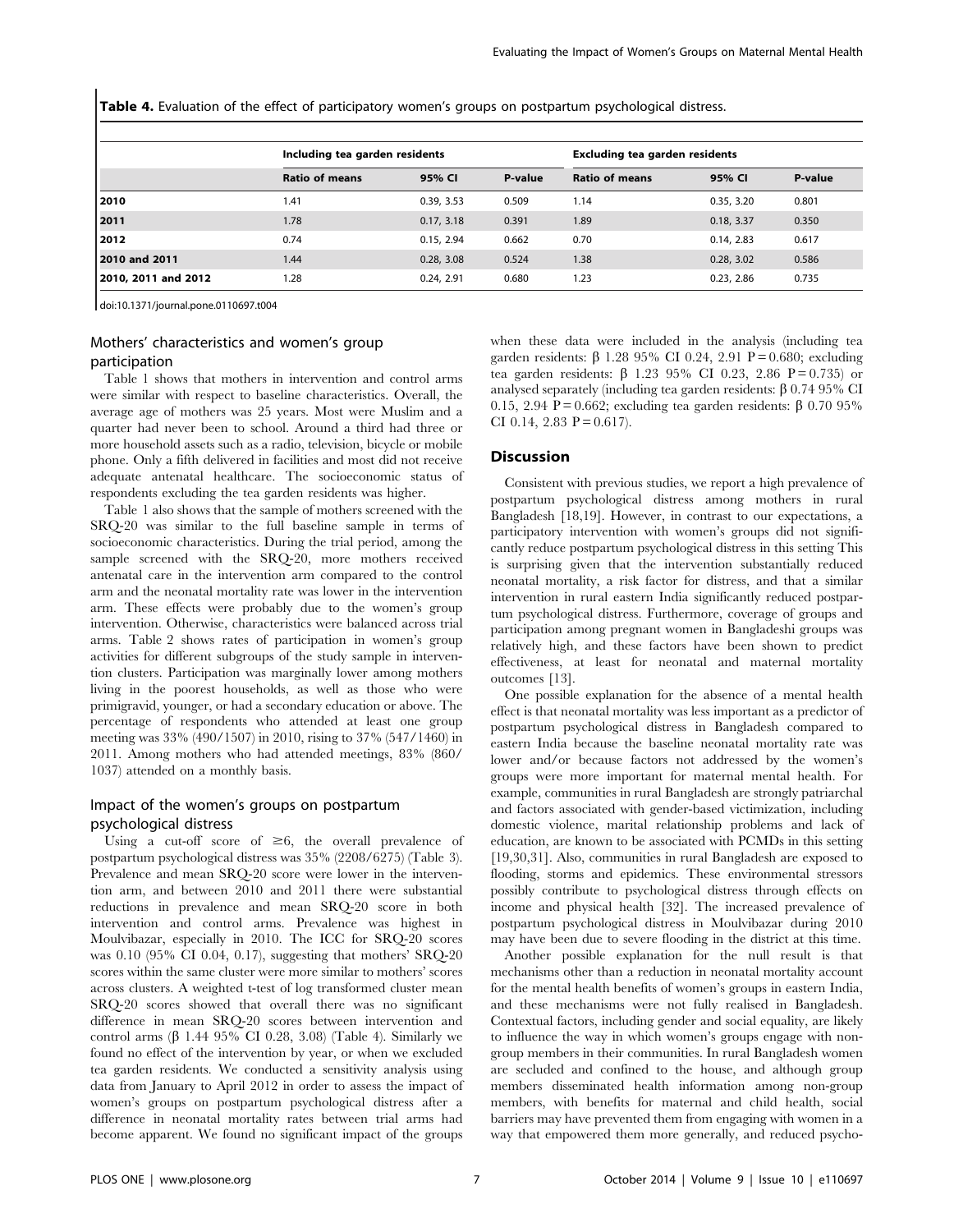**Table 4.** Evaluation of the effect of participatory women's groups on postpartum psychological distress.

| | Including tea garden residents | | | Excluding tea garden residents | | |
|---|---|---|---|---|---|---|
| | Ratio of means | 95% CI | P-value | Ratio of means | 95% CI | P-value |
| **2010** | 1.41 | 0.39, 3.53 | 0.509 | 1.14 | 0.35, 3.20 | 0.801 |
| **2011** | 1.78 | 0.17, 3.18 | 0.391 | 1.89 | 0.18, 3.37 | 0.350 |
| **2012** | 0.74 | 0.15, 2.94 | 0.662 | 0.70 | 0.14, 2.83 | 0.617 |
| **2010 and 2011** | 1.44 | 0.28, 3.08 | 0.524 | 1.38 | 0.28, 3.02 | 0.586 |
| **2010, 2011 and 2012** | 1.28 | 0.24, 2.91 | 0.680 | 1.23 | 0.23, 2.86 | 0.735 |

doi:10.1371/journal.pone.0110697.t004

## Mothers' characteristics and women's group participation

Table 1 shows that mothers in intervention and control arms were similar with respect to baseline characteristics. Overall, the average age of mothers was 25 years. Most were Muslim and a quarter had never been to school. Around a third had three or more household assets such as a radio, television, bicycle or mobile phone. Only a fifth delivered in facilities and most did not receive adequate antenatal healthcare. The socioeconomic status of respondents excluding the tea garden residents was higher.

Table 1 also shows that the sample of mothers screened with the SRQ-20 was similar to the full baseline sample in terms of socioeconomic characteristics. During the trial period, among the sample screened with the SRQ-20, more mothers received antenatal care in the intervention arm compared to the control arm and the neonatal mortality rate was lower in the intervention arm. These effects were probably due to the women's group intervention. Otherwise, characteristics were balanced across trial arms. Table 2 shows rates of participation in women's group activities for different subgroups of the study sample in intervention clusters. Participation was marginally lower among mothers living in the poorest households, as well as those who were primigravid, younger, or had a secondary education or above. The percentage of respondents who attended at least one group meeting was 33% (490/1507) in 2010, rising to 37% (547/1460) in 2011. Among mothers who had attended meetings, 83% (860/1037) attended on a monthly basis.

## Impact of the women's groups on postpartum psychological distress

Using a cut-off score of $\geq$6, the overall prevalence of postpartum psychological distress was 35% (2208/6275) (Table 3). Prevalence and mean SRQ-20 score were lower in the intervention arm, and between 2010 and 2011 there were substantial reductions in prevalence and mean SRQ-20 score in both intervention and control arms. Prevalence was highest in Moulvibazar, especially in 2010. The ICC for SRQ-20 scores was 0.10 (95% CI 0.04, 0.17), suggesting that mothers' SRQ-20 scores within the same cluster were more similar to mothers' scores across clusters. A weighted t-test of log transformed cluster mean SRQ-20 scores showed that overall there was no significant difference in mean SRQ-20 scores between intervention and control arms ($\beta$ 1.44 95% CI 0.28, 3.08) (Table 4). Similarly we found no effect of the intervention by year, or when we excluded tea garden residents. We conducted a sensitivity analysis using data from January to April 2012 in order to assess the impact of women's groups on postpartum psychological distress after a difference in neonatal mortality rates between trial arms had become apparent. We found no significant impact of the groups when these data were included in the analysis (including tea garden residents: $\beta$ 1.28 95% CI 0.24, 2.91 $P = 0.680$; excluding tea garden residents: $\beta$ 1.23 95% CI 0.23, 2.86 $P = 0.735$) or analysed separately (including tea garden residents: $\beta$ 0.74 95% CI 0.15, 2.94 $P = 0.662$; excluding tea garden residents: $\beta$ 0.70 95% CI 0.14, 2.83 $P = 0.617$).

## Discussion

Consistent with previous studies, we report a high prevalence of postpartum psychological distress among mothers in rural Bangladesh [18,19]. However, in contrast to our expectations, a participatory intervention with women's groups did not significantly reduce postpartum psychological distress in this setting This is surprising given that the intervention substantially reduced neonatal mortality, a risk factor for distress, and that a similar intervention in rural eastern India significantly reduced postpartum psychological distress. Furthermore, coverage of groups and participation among pregnant women in Bangladeshi groups was relatively high, and these factors have been shown to predict effectiveness, at least for neonatal and maternal mortality outcomes [13].

One possible explanation for the absence of a mental health effect is that neonatal mortality was less important as a predictor of postpartum psychological distress in Bangladesh compared to eastern India because the baseline neonatal mortality rate was lower and/or because factors not addressed by the women's groups were more important for maternal mental health. For example, communities in rural Bangladesh are strongly patriarchal and factors associated with gender-based victimization, including domestic violence, marital relationship problems and lack of education, are known to be associated with PCMDs in this setting [19,30,31]. Also, communities in rural Bangladesh are exposed to flooding, storms and epidemics. These environmental stressors possibly contribute to psychological distress through effects on income and physical health [32]. The increased prevalence of postpartum psychological distress in Moulvibazar during 2010 may have been due to severe flooding in the district at this time.

Another possible explanation for the null result is that mechanisms other than a reduction in neonatal mortality account for the mental health benefits of women's groups in eastern India, and these mechanisms were not fully realised in Bangladesh. Contextual factors, including gender and social equality, are likely to influence the way in which women's groups engage with non-group members in their communities. In rural Bangladesh women are secluded and confined to the house, and although group members disseminated health information among non-group members, with benefits for maternal and child health, social barriers may have prevented them from engaging with women in a way that empowered them more generally, and reduced psycho-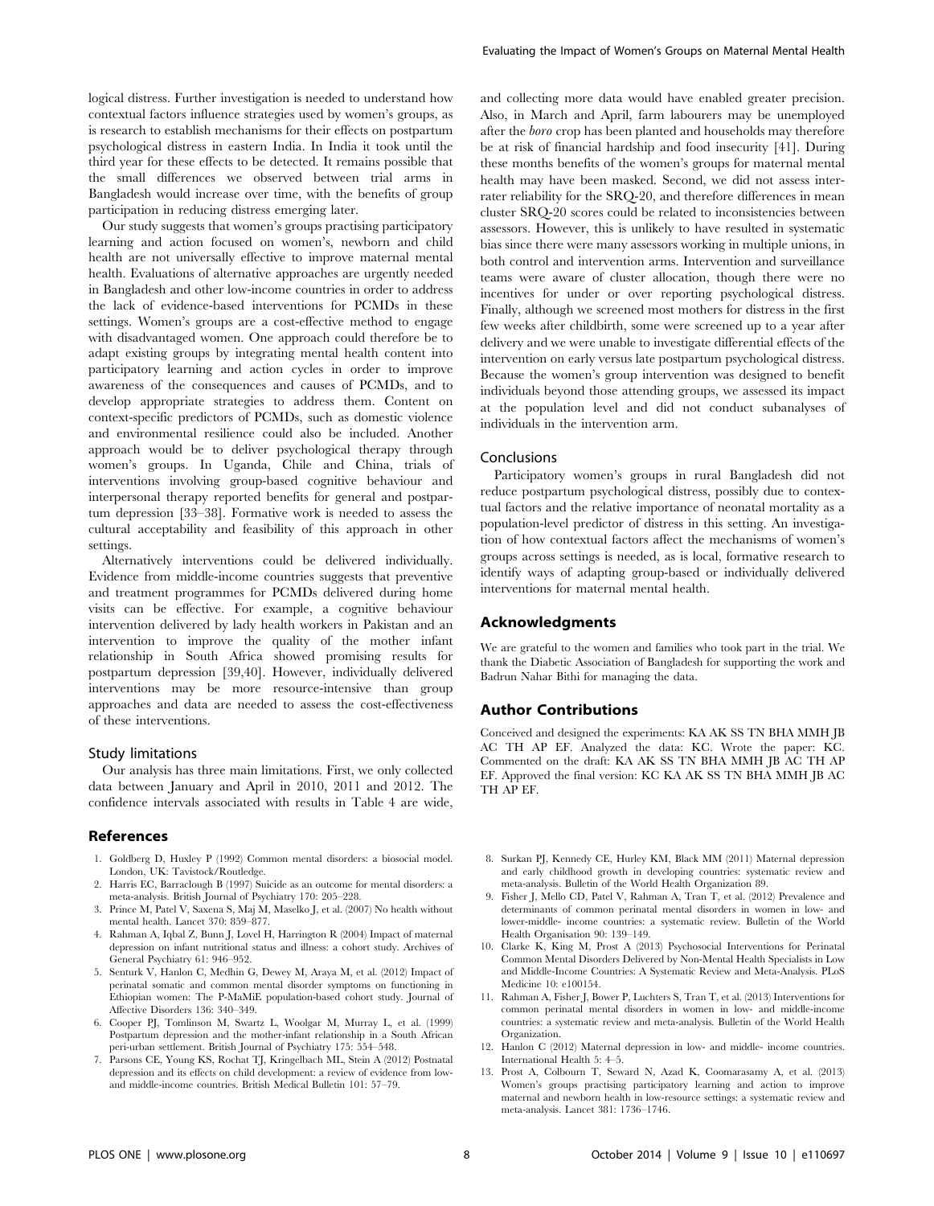logical distress. Further investigation is needed to understand how contextual factors influence strategies used by women's groups, as is research to establish mechanisms for their effects on postpartum psychological distress in eastern India. In India it took until the third year for these effects to be detected. It remains possible that the small differences we observed between trial arms in Bangladesh would increase over time, with the benefits of group participation in reducing distress emerging later.

Our study suggests that women's groups practising participatory learning and action focused on women's, newborn and child health are not universally effective to improve maternal mental health. Evaluations of alternative approaches are urgently needed in Bangladesh and other low-income countries in order to address the lack of evidence-based interventions for PCMDs in these settings. Women's groups are a cost-effective method to engage with disadvantaged women. One approach could therefore be to adapt existing groups by integrating mental health content into participatory learning and action cycles in order to improve awareness of the consequences and causes of PCMDs, and to develop appropriate strategies to address them. Content on context-specific predictors of PCMDs, such as domestic violence and environmental resilience could also be included. Another approach would be to deliver psychological therapy through women's groups. In Uganda, Chile and China, trials of interventions involving group-based cognitive behaviour and interpersonal therapy reported benefits for general and postpartum depression [33–38]. Formative work is needed to assess the cultural acceptability and feasibility of this approach in other settings.

Alternatively interventions could be delivered individually. Evidence from middle-income countries suggests that preventive and treatment programmes for PCMDs delivered during home visits can be effective. For example, a cognitive behaviour intervention delivered by lady health workers in Pakistan and an intervention to improve the quality of the mother infant relationship in South Africa showed promising results for postpartum depression [39,40]. However, individually delivered interventions may be more resource-intensive than group approaches and data are needed to assess the cost-effectiveness of these interventions.

### Study limitations

Our analysis has three main limitations. First, we only collected data between January and April in 2010, 2011 and 2012. The confidence intervals associated with results in Table 4 are wide, and collecting more data would have enabled greater precision. Also, in March and April, farm labourers may be unemployed after the *boro* crop has been planted and households may therefore be at risk of financial hardship and food insecurity [41]. During these months benefits of the women's groups for maternal mental health may have been masked. Second, we did not assess inter-rater reliability for the SRQ-20, and therefore differences in mean cluster SRQ-20 scores could be related to inconsistencies between assessors. However, this is unlikely to have resulted in systematic bias since there were many assessors working in multiple unions, in both control and intervention arms. Intervention and surveillance teams were aware of cluster allocation, though there were no incentives for under or over reporting psychological distress. Finally, although we screened most mothers for distress in the first few weeks after childbirth, some were screened up to a year after delivery and we were unable to investigate differential effects of the intervention on early versus late postpartum psychological distress. Because the women's group intervention was designed to benefit individuals beyond those attending groups, we assessed its impact at the population level and did not conduct subanalyses of individuals in the intervention arm.

### Conclusions

Participatory women's groups in rural Bangladesh did not reduce postpartum psychological distress, possibly due to contextual factors and the relative importance of neonatal mortality as a population-level predictor of distress in this setting. An investigation of how contextual factors affect the mechanisms of women's groups across settings is needed, as is local, formative research to identify ways of adapting group-based or individually delivered interventions for maternal mental health.

## Acknowledgments

We are grateful to the women and families who took part in the trial. We thank the Diabetic Association of Bangladesh for supporting the work and Badrun Nahar Bithi for managing the data.

## Author Contributions

Conceived and designed the experiments: KA AK SS TN BHA MMH JB AC TH AP EF. Analyzed the data: KC. Wrote the paper: KC. Commented on the draft: KA AK SS TN BHA MMH JB AC TH AP EF. Approved the final version: KC KA AK SS TN BHA MMH JB AC TH AP EF.

## References

1. Goldberg D, Huxley P (1992) Common mental disorders: a biosocial model. London, UK: Tavistock/Routledge.
2. Harris EC, Barraclough B (1997) Suicide as an outcome for mental disorders: a meta-analysis. British Journal of Psychiatry 170: 205–228.
3. Prince M, Patel V, Saxena S, Maj M, Maselko J, et al. (2007) No health without mental health. Lancet 370: 859–877.
4. Rahman A, Iqbal Z, Bunn J, Lovel H, Harrington R (2004) Impact of maternal depression on infant nutritional status and illness: a cohort study. Archives of General Psychiatry 61: 946–952.
5. Senturk V, Hanlon C, Medhin G, Dewey M, Araya M, et al. (2012) Impact of perinatal somatic and common mental disorder symptoms on functioning in Ethiopian women: The P-MaMiE population-based cohort study. Journal of Affective Disorders 136: 340–349.
6. Cooper PJ, Tomlinson M, Swartz L, Woolgar M, Murray L, et al. (1999) Postpartum depression and the mother-infant relationship in a South African peri-urban settlement. British Journal of Psychiatry 175: 554–548.
7. Parsons CE, Young KS, Rochat TJ, Kringelbach ML, Stein A (2012) Postnatal depression and its effects on child development: a review of evidence from low- and middle-income countries. British Medical Bulletin 101: 57–79.
8. Surkan PJ, Kennedy CE, Hurley KM, Black MM (2011) Maternal depression and early childhood growth in developing countries: systematic review and meta-analysis. Bulletin of the World Health Organization 89.
9. Fisher J, Mello CD, Patel V, Rahman A, Tran T, et al. (2012) Prevalence and determinants of common perinatal mental disorders in women in low- and lower-middle- income countries: a systematic review. Bulletin of the World Health Organisation 90: 139–149.
10. Clarke K, King M, Prost A (2013) Psychosocial Interventions for Perinatal Common Mental Disorders Delivered by Non-Mental Health Specialists in Low and Middle-Income Countries: A Systematic Review and Meta-Analysis. PLoS Medicine 10: e100154.
11. Rahman A, Fisher J, Bower P, Luchters S, Tran T, et al. (2013) Interventions for common perinatal mental disorders in women in low- and middle-income countries: a systematic review and meta-analysis. Bulletin of the World Health Organization.
12. Hanlon C (2012) Maternal depression in low- and middle- income countries. International Health 5: 4–5.
13. Prost A, Colbourn T, Seward N, Azad K, Coomarasamy A, et al. (2013) Women's groups practising participatory learning and action to improve maternal and newborn health in low-resource settings: a systematic review and meta-analysis. Lancet 381: 1736–1746.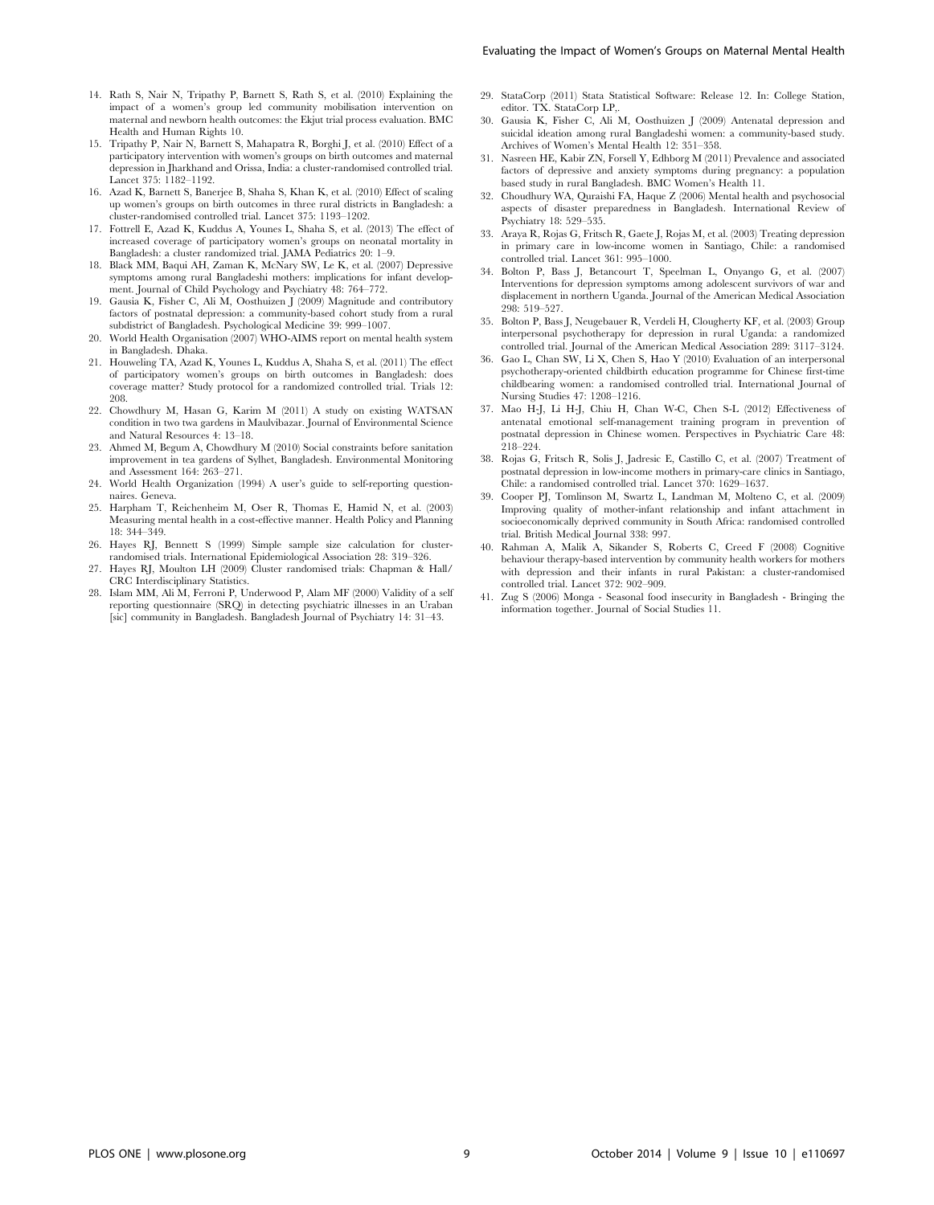14. Rath S, Nair N, Tripathy P, Barnett S, Rath S, et al. (2010) Explaining the impact of a women's group led community mobilisation intervention on maternal and newborn health outcomes: the Ekjut trial process evaluation. BMC Health and Human Rights 10.
15. Tripathy P, Nair N, Barnett S, Mahapatra R, Borghi J, et al. (2010) Effect of a participatory intervention with women's groups on birth outcomes and maternal depression in Jharkhand and Orissa, India: a cluster-randomised controlled trial. Lancet 375: 1182–1192.
16. Azad K, Barnett S, Banerjee B, Shaha S, Khan K, et al. (2010) Effect of scaling up women's groups on birth outcomes in three rural districts in Bangladesh: a cluster-randomised controlled trial. Lancet 375: 1193–1202.
17. Fottrell E, Azad K, Kuddus A, Younes L, Shaha S, et al. (2013) The effect of increased coverage of participatory women's groups on neonatal mortality in Bangladesh: a cluster randomized trial. JAMA Pediatrics 20: 1–9.
18. Black MM, Baqui AH, Zaman K, McNary SW, Le K, et al. (2007) Depressive symptoms among rural Bangladeshi mothers: implications for infant development. Journal of Child Psychology and Psychiatry 48: 764–772.
19. Gausia K, Fisher C, Ali M, Oosthuizen J (2009) Magnitude and contributory factors of postnatal depression: a community-based cohort study from a rural subdistrict of Bangladesh. Psychological Medicine 39: 999–1007.
20. World Health Organisation (2007) WHO-AIMS report on mental health system in Bangladesh. Dhaka.
21. Houweling TA, Azad K, Younes L, Kuddus A, Shaha S, et al. (2011) The effect of participatory women's groups on birth outcomes in Bangladesh: does coverage matter? Study protocol for a randomized controlled trial. Trials 12: 208.
22. Chowdhury M, Hasan G, Karim M (2011) A study on existing WATSAN condition in two twa gardens in Maulvibazar. Journal of Environmental Science and Natural Resources 4: 13–18.
23. Ahmed M, Begum A, Chowdhury M (2010) Social constraints before sanitation improvement in tea gardens of Sylhet, Bangladesh. Environmental Monitoring and Assessment 164: 263–271.
24. World Health Organization (1994) A user's guide to self-reporting questionnaires. Geneva.
25. Harpham T, Reichenheim M, Oser R, Thomas E, Hamid N, et al. (2003) Measuring mental health in a cost-effective manner. Health Policy and Planning 18: 344–349.
26. Hayes RJ, Bennett S (1999) Simple sample size calculation for cluster-randomised trials. International Epidemiological Association 28: 319–326.
27. Hayes RJ, Moulton LH (2009) Cluster randomised trials: Chapman & Hall/CRC Interdisciplinary Statistics.
28. Islam MM, Ali M, Ferroni P, Underwood P, Alam MF (2000) Validity of a self reporting questionnaire (SRQ) in detecting psychiatric illnesses in an Uraban [sic] community in Bangladesh. Bangladesh Journal of Psychiatry 14: 31–43.
29. StataCorp (2011) Stata Statistical Software: Release 12. In: College Station, editor. TX. StataCorp LP,.
30. Gausia K, Fisher C, Ali M, Oosthuizen J (2009) Antenatal depression and suicidal ideation among rural Bangladeshi women: a community-based study. Archives of Women's Mental Health 12: 351–358.
31. Nasreen HE, Kabir ZN, Forsell Y, Edhborg M (2011) Prevalence and associated factors of depressive and anxiety symptoms during pregnancy: a population based study in rural Bangladesh. BMC Women's Health 11.
32. Choudhury WA, Quraishi FA, Haque Z (2006) Mental health and psychosocial aspects of disaster preparedness in Bangladesh. International Review of Psychiatry 18: 529–535.
33. Araya R, Rojas G, Fritsch R, Gaete J, Rojas M, et al. (2003) Treating depression in primary care in low-income women in Santiago, Chile: a randomised controlled trial. Lancet 361: 995–1000.
34. Bolton P, Bass J, Betancourt T, Speelman L, Onyango G, et al. (2007) Interventions for depression symptoms among adolescent survivors of war and displacement in northern Uganda. Journal of the American Medical Association 298: 519–527.
35. Bolton P, Bass J, Neugebauer R, Verdeli H, Clougherty KF, et al. (2003) Group interpersonal psychotherapy for depression in rural Uganda: a randomized controlled trial. Journal of the American Medical Association 289: 3117–3124.
36. Gao L, Chan SW, Li X, Chen S, Hao Y (2010) Evaluation of an interpersonal psychotherapy-oriented childbirth education programme for Chinese first-time childbearing women: a randomised controlled trial. International Journal of Nursing Studies 47: 1208–1216.
37. Mao H-J, Li H-J, Chiu H, Chan W-C, Chen S-L (2012) Effectiveness of antenatal emotional self-management training program in prevention of postnatal depression in Chinese women. Perspectives in Psychiatric Care 48: 218–224.
38. Rojas G, Fritsch R, Solis J, Jadresic E, Castillo C, et al. (2007) Treatment of postnatal depression in low-income mothers in primary-care clinics in Santiago, Chile: a randomised controlled trial. Lancet 370: 1629–1637.
39. Cooper PJ, Tomlinson M, Swartz L, Landman M, Molteno C, et al. (2009) Improving quality of mother-infant relationship and infant attachment in socioeconomically deprived community in South Africa: randomised controlled trial. British Medical Journal 338: 997.
40. Rahman A, Malik A, Sikander S, Roberts C, Creed F (2008) Cognitive behaviour therapy-based intervention by community health workers for mothers with depression and their infants in rural Pakistan: a cluster-randomised controlled trial. Lancet 372: 902–909.
41. Zug S (2006) Monga - Seasonal food insecurity in Bangladesh - Bringing the information together. Journal of Social Studies 11.